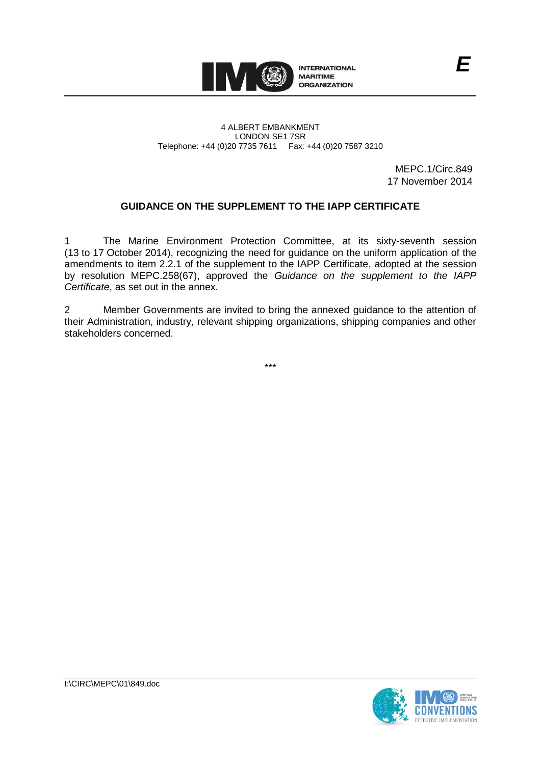INTERNATIONAL MARITIME ORGANIZATION

E

4 ALBERT EMBANKMENT
LONDON SE1 7SR
Telephone: +44 (0)20 7735 7611 Fax: +44 (0)20 7587 3210

MEPC.1/Circ.849
17 November 2014

**GUIDANCE ON THE SUPPLEMENT TO THE IAPP CERTIFICATE**

1 The Marine Environment Protection Committee, at its sixty-seventh session (13 to 17 October 2014), recognizing the need for guidance on the uniform application of the amendments to item 2.2.1 of the supplement to the IAPP Certificate, adopted at the session by resolution MEPC.258(67), approved the *Guidance on the supplement to the IAPP Certificate*, as set out in the annex.

2 Member Governments are invited to bring the annexed guidance to the attention of their Administration, industry, relevant shipping organizations, shipping companies and other stakeholders concerned.

\*\*\*

I:\CIRC\MEPC\01\849.doc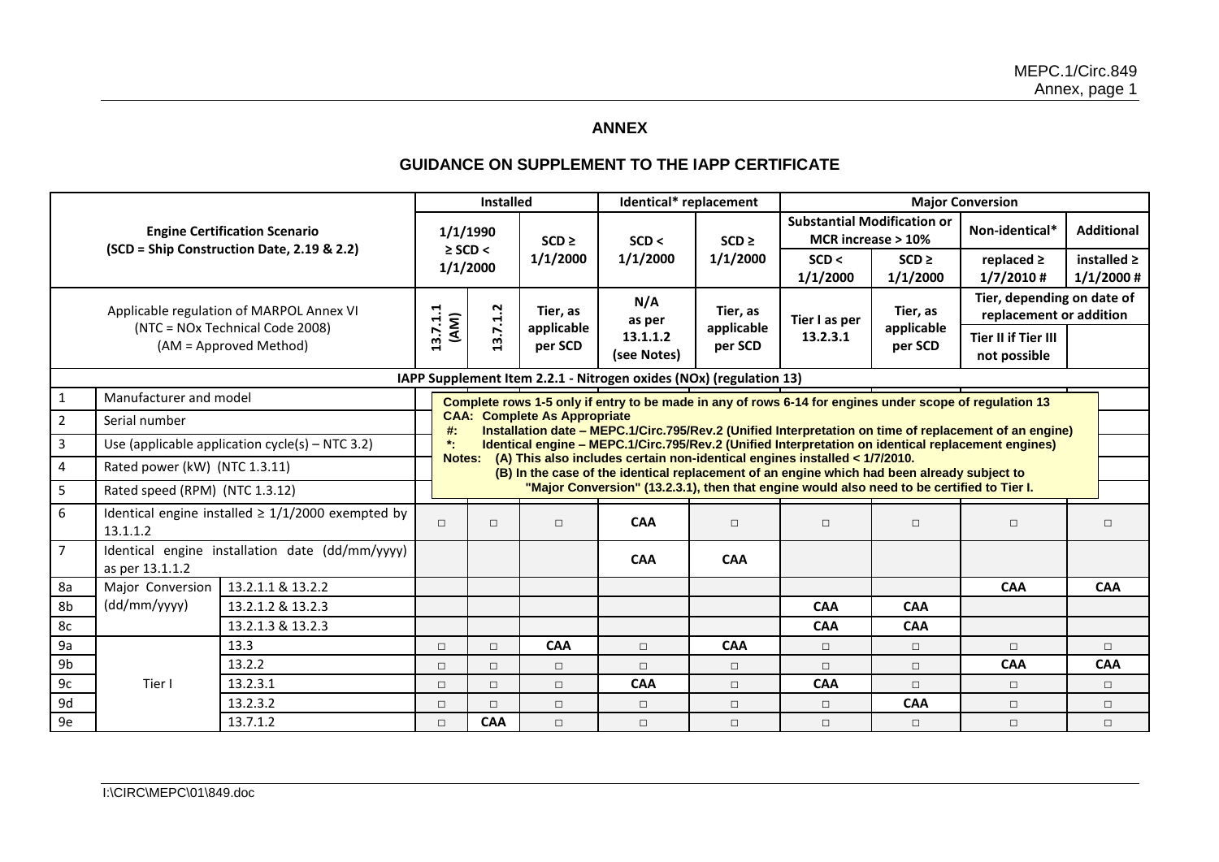## ANNEX

## GUIDANCE ON SUPPLEMENT TO THE IAPP CERTIFICATE

| | | | Installed | | | Identical* replacement | | Major Conversion | | | |
|---|---|---|---|---|---|---|---|---|---|---|---|
| **Engine Certification Scenario (SCD = Ship Construction Date, 2.19 & 2.2)** | | | 1/1/1990 ≥ SCD < 1/1/2000 | | SCD ≥ 1/1/2000 | SCD < 1/1/2000 | SCD ≥ 1/1/2000 | Substantial Modification or MCR increase > 10% | | Non-identical* | Additional |
| | | | | | | | | SCD < 1/1/2000 | SCD ≥ 1/1/2000 | replaced ≥ 1/7/2010 # | installed ≥ 1/1/2000 # |
| Applicable regulation of MARPOL Annex VI (NTC = NOx Technical Code 2008) (AM = Approved Method) | | | 13.7.1.1 (AM) | 13.7.1.2 | Tier, as applicable per SCD | N/A as per 13.1.1.2 (see Notes) | Tier, as applicable per SCD | Tier I as per 13.2.3.1 | Tier, as applicable per SCD | Tier, depending on date of replacement or addition | |
| | | | | | | | | | | Tier II if Tier III not possible | |
| **IAPP Supplement Item 2.2.1 - Nitrogen oxides (NOx) (regulation 13)** | | | | | | | | | | | |
| 1 | Manufacturer and model | | | | | | | | | | |
| 2 | Serial number | | | | | | | | | | |
| 3 | Use (applicable application cycle(s) – NTC 3.2) | | | | | | | | | | |
| 4 | Rated power (kW) (NTC 1.3.11) | | | | | | | | | | |
| 5 | Rated speed (RPM) (NTC 1.3.12) | | | | | | | | | | |
| 6 | Identical engine installed ≥ 1/1/2000 exempted by 13.1.1.2 | | □ | □ | □ | CAA | □ | □ | □ | □ | □ |
| 7 | Identical engine installation date (dd/mm/yyyy) as per 13.1.1.2 | | | | | CAA | CAA | | | | |
| 8a | Major Conversion (dd/mm/yyyy) | 13.2.1.1 & 13.2.2 | | | | | | | | CAA | CAA |
| 8b | | 13.2.1.2 & 13.2.3 | | | | | | CAA | CAA | | |
| 8c | | 13.2.1.3 & 13.2.3 | | | | | | CAA | CAA | | |
| 9a | Tier I | 13.3 | □ | □ | CAA | □ | CAA | □ | □ | □ | □ |
| 9b | | 13.2.2 | □ | □ | □ | □ | □ | □ | □ | CAA | CAA |
| 9c | | 13.2.3.1 | □ | □ | □ | CAA | □ | CAA | □ | □ | □ |
| 9d | | 13.2.3.2 | □ | □ | □ | □ | □ | □ | CAA | □ | □ |
| 9e | | 13.7.1.2 | □ | CAA | □ | □ | □ | □ | □ | □ | □ |

**Complete rows 1-5 only if entry to be made in any of rows 6-14 for engines under scope of regulation 13**

**CAA: Complete As Appropriate**

**#: Installation date – MEPC.1/Circ.795/Rev.2 (Unified Interpretation on time of replacement of an engine)**

**\*: Identical engine – MEPC.1/Circ.795/Rev.2 (Unified Interpretation on identical replacement engines)**

**Notes: (A) This also includes certain non-identical engines installed < 1/7/2010.**
**(B) In the case of the identical replacement of an engine which had been already subject to "Major Conversion" (13.2.3.1), then that engine would also need to be certified to Tier I.**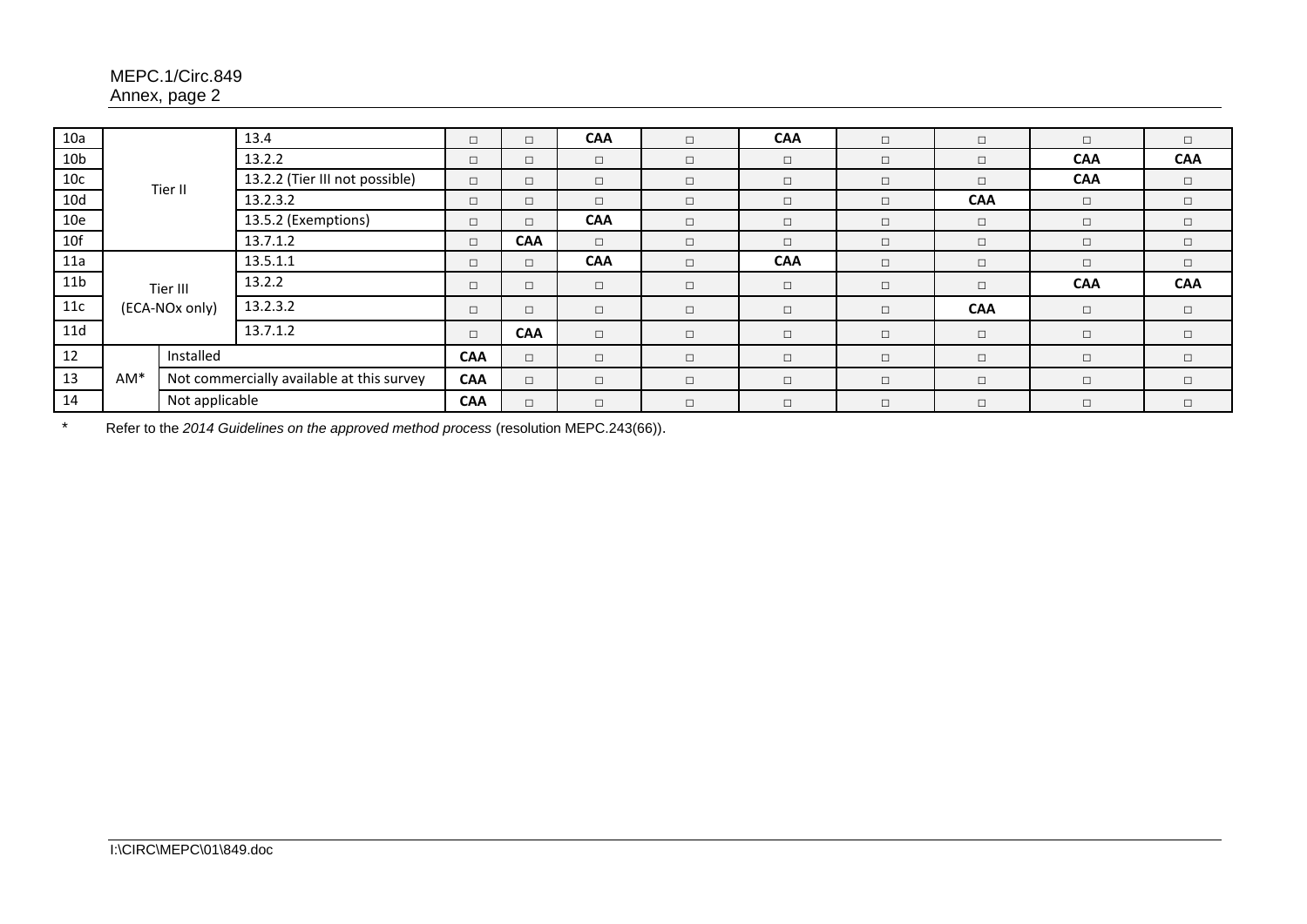| | | | | | | | | | | | | |
|---|---|---|---|---|---|---|---|---|---|---|---|---|
| 10a | Tier II | | 13.4 | □ | □ | **CAA** | □ | **CAA** | □ | □ | □ | □ |
| 10b | | | 13.2.2 | □ | □ | □ | □ | □ | □ | □ | **CAA** | **CAA** |
| 10c | | | 13.2.2 (Tier III not possible) | □ | □ | □ | □ | □ | □ | □ | **CAA** | □ |
| 10d | | | 13.2.3.2 | □ | □ | □ | □ | □ | □ | **CAA** | □ | □ |
| 10e | | | 13.5.2 (Exemptions) | □ | □ | **CAA** | □ | □ | □ | □ | □ | □ |
| 10f | | | 13.7.1.2 | □ | **CAA** | □ | □ | □ | □ | □ | □ | □ |
| 11a | Tier III (ECA-NOx only) | | 13.5.1.1 | □ | □ | **CAA** | □ | **CAA** | □ | □ | □ | □ |
| 11b | | | 13.2.2 | □ | □ | □ | □ | □ | □ | □ | **CAA** | **CAA** |
| 11c | | | 13.2.3.2 | □ | □ | □ | □ | □ | □ | **CAA** | □ | □ |
| 11d | | | 13.7.1.2 | □ | **CAA** | □ | □ | □ | □ | □ | □ | □ |
| 12 | AM* | Installed | | **CAA** | □ | □ | □ | □ | □ | □ | □ | □ |
| 13 | | Not commercially available at this survey | | **CAA** | □ | □ | □ | □ | □ | □ | □ | □ |
| 14 | | Not applicable | | **CAA** | □ | □ | □ | □ | □ | □ | □ | □ |

\* Refer to the *2014 Guidelines on the approved method process* (resolution MEPC.243(66)).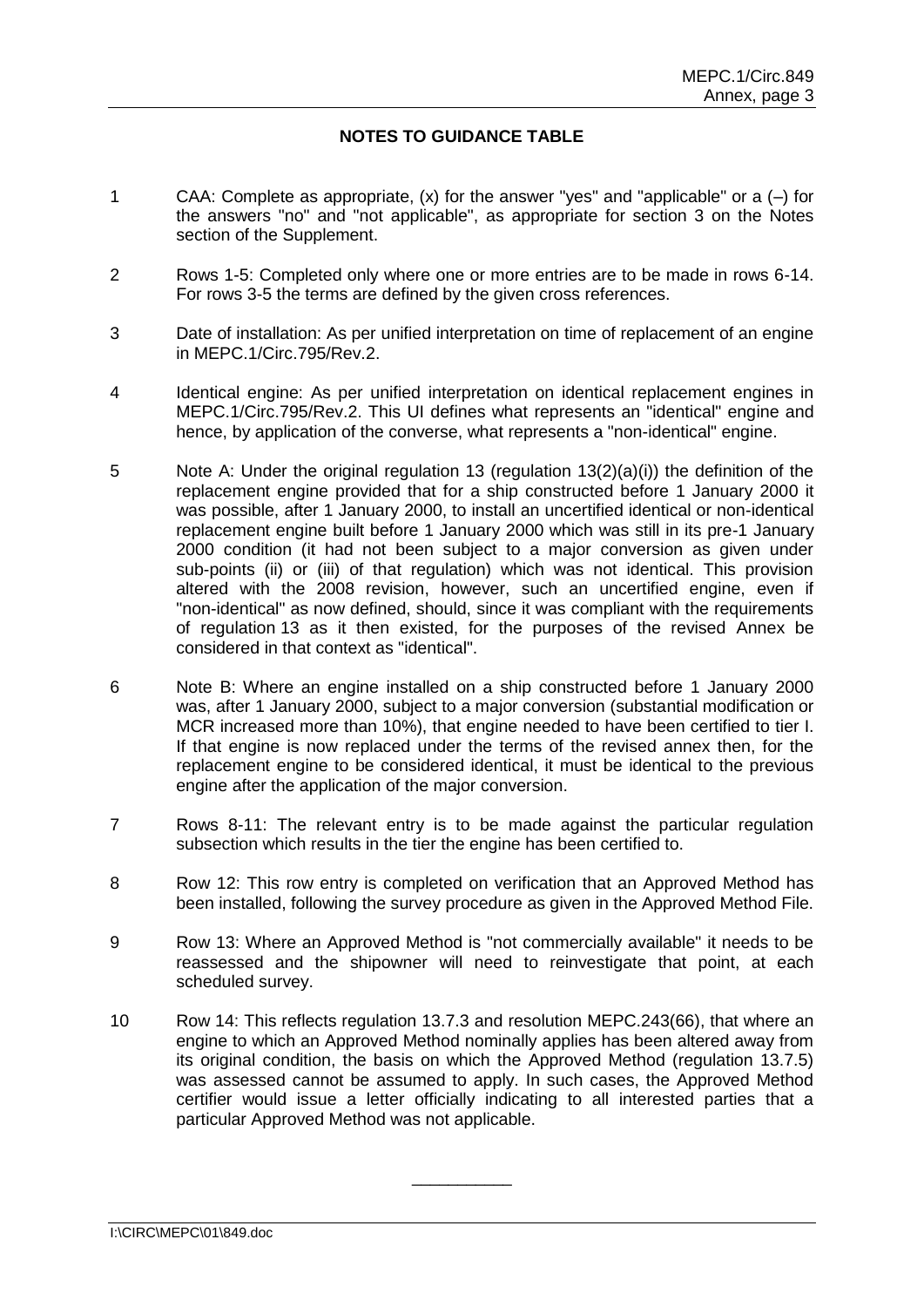## NOTES TO GUIDANCE TABLE

1 CAA: Complete as appropriate, (x) for the answer "yes" and "applicable" or a (–) for the answers "no" and "not applicable", as appropriate for section 3 on the Notes section of the Supplement.

2 Rows 1-5: Completed only where one or more entries are to be made in rows 6-14. For rows 3-5 the terms are defined by the given cross references.

3 Date of installation: As per unified interpretation on time of replacement of an engine in MEPC.1/Circ.795/Rev.2.

4 Identical engine: As per unified interpretation on identical replacement engines in MEPC.1/Circ.795/Rev.2. This UI defines what represents an "identical" engine and hence, by application of the converse, what represents a "non-identical" engine.

5 Note A: Under the original regulation 13 (regulation 13(2)(a)(i)) the definition of the replacement engine provided that for a ship constructed before 1 January 2000 it was possible, after 1 January 2000, to install an uncertified identical or non-identical replacement engine built before 1 January 2000 which was still in its pre-1 January 2000 condition (it had not been subject to a major conversion as given under sub-points (ii) or (iii) of that regulation) which was not identical. This provision altered with the 2008 revision, however, such an uncertified engine, even if "non-identical" as now defined, should, since it was compliant with the requirements of regulation 13 as it then existed, for the purposes of the revised Annex be considered in that context as "identical".

6 Note B: Where an engine installed on a ship constructed before 1 January 2000 was, after 1 January 2000, subject to a major conversion (substantial modification or MCR increased more than 10%), that engine needed to have been certified to tier I. If that engine is now replaced under the terms of the revised annex then, for the replacement engine to be considered identical, it must be identical to the previous engine after the application of the major conversion.

7 Rows 8-11: The relevant entry is to be made against the particular regulation subsection which results in the tier the engine has been certified to.

8 Row 12: This row entry is completed on verification that an Approved Method has been installed, following the survey procedure as given in the Approved Method File.

9 Row 13: Where an Approved Method is "not commercially available" it needs to be reassessed and the shipowner will need to reinvestigate that point, at each scheduled survey.

10 Row 14: This reflects regulation 13.7.3 and resolution MEPC.243(66), that where an engine to which an Approved Method nominally applies has been altered away from its original condition, the basis on which the Approved Method (regulation 13.7.5) was assessed cannot be assumed to apply. In such cases, the Approved Method certifier would issue a letter officially indicating to all interested parties that a particular Approved Method was not applicable.

___________